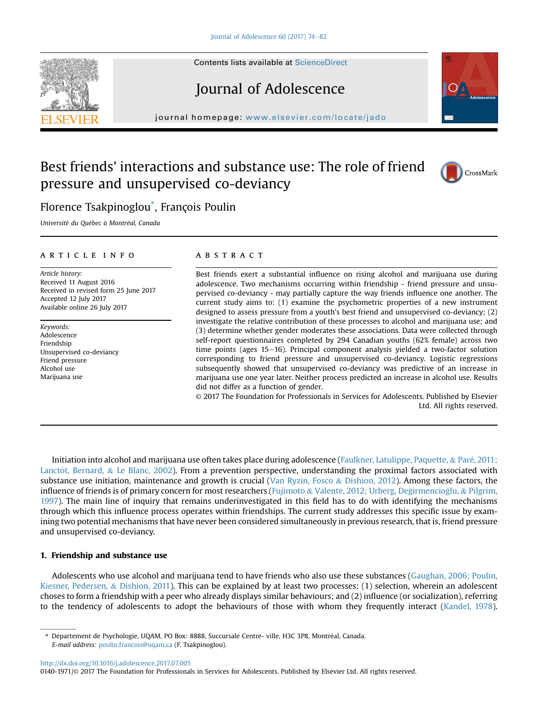# Best friends' interactions and substance use: The role of friend pressure and unsupervised co-deviancy

Florence Tsakpinoglou*, François Poulin

*Université du Québec à Montréal, Canada*

## ARTICLE INFO

*Article history:*
Received 11 August 2016
Received in revised form 25 June 2017
Accepted 12 July 2017
Available online 26 July 2017

*Keywords:*
Adolescence
Friendship
Unsupervised co-deviancy
Friend pressure
Alcohol use
Marijuana use

## ABSTRACT

Best friends exert a substantial influence on rising alcohol and marijuana use during adolescence. Two mechanisms occurring within friendship - friend pressure and unsupervised co-deviancy - may partially capture the way friends influence one another. The current study aims to: (1) examine the psychometric properties of a new instrument designed to assess pressure from a youth's best friend and unsupervised co-deviancy; (2) investigate the relative contribution of these processes to alcohol and marijuana use; and (3) determine whether gender moderates these associations. Data were collected through self-report questionnaires completed by 294 Canadian youths (62% female) across two time points (ages 15–16). Principal component analysis yielded a two-factor solution corresponding to friend pressure and unsupervised co-deviancy. Logistic regressions subsequently showed that unsupervised co-deviancy was predictive of an increase in marijuana use one year later. Neither process predicted an increase in alcohol use. Results did not differ as a function of gender.

© 2017 The Foundation for Professionals in Services for Adolescents. Published by Elsevier Ltd. All rights reserved.

Initiation into alcohol and marijuana use often takes place during adolescence (Faulkner, Latulippe, Paquette, & Paré, 2011; Lanctôt, Bernard, & Le Blanc, 2002). From a prevention perspective, understanding the proximal factors associated with substance use initiation, maintenance and growth is crucial (Van Ryzin, Fosco & Dishion, 2012). Among these factors, the influence of friends is of primary concern for most researchers (Fujimoto & Valente, 2012; Urberg, Değirmencioğlu, & Pilgrim, 1997). The main line of inquiry that remains underinvestigated in this field has to do with identifying the mechanisms through which this influence process operates within friendships. The current study addresses this specific issue by examining two potential mechanisms that have never been considered simultaneously in previous research, that is, friend pressure and unsupervised co-deviancy.

## 1. Friendship and substance use

Adolescents who use alcohol and marijuana tend to have friends who also use these substances (Gaughan, 2006; Poulin, Kiesner, Pedersen, & Dishion, 2011). This can be explained by at least two processes: (1) selection, wherein an adolescent choses to form a friendship with a peer who already displays similar behaviours; and (2) influence (or socialization), referring to the tendency of adolescents to adopt the behaviours of those with whom they frequently interact (Kandel, 1978).

* Département de Psychologie, UQAM, PO Box: 8888, Succursale Centre- ville, H3C 3P8, Montréal, Canada.
*E-mail address:* poulin.francois@uqam.ca (F. Tsakpinoglou).

http://dx.doi.org/10.1016/j.adolescence.2017.07.005
0140-1971/© 2017 The Foundation for Professionals in Services for Adolescents. Published by Elsevier Ltd. All rights reserved.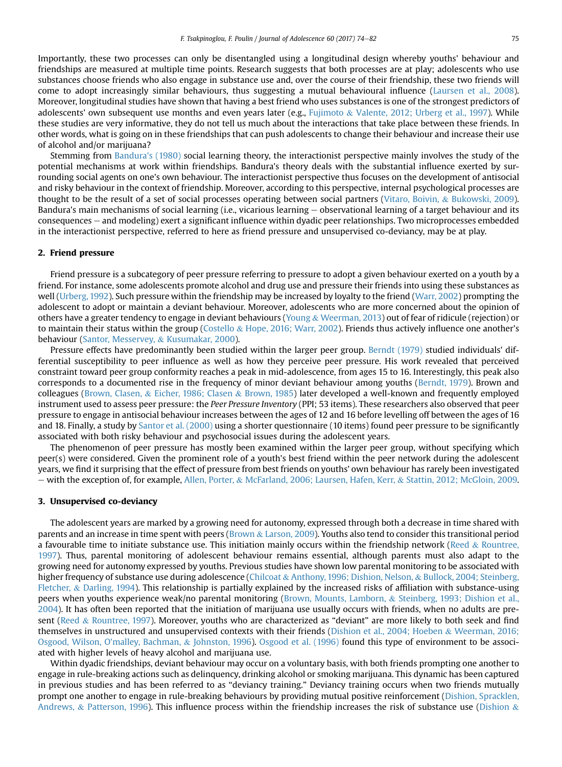Importantly, these two processes can only be disentangled using a longitudinal design whereby youths' behaviour and friendships are measured at multiple time points. Research suggests that both processes are at play; adolescents who use substances choose friends who also engage in substance use and, over the course of their friendship, these two friends will come to adopt increasingly similar behaviours, thus suggesting a mutual behavioural influence (Laursen et al., 2008). Moreover, longitudinal studies have shown that having a best friend who uses substances is one of the strongest predictors of adolescents' own subsequent use months and even years later (e.g., Fujimoto & Valente, 2012; Urberg et al., 1997). While these studies are very informative, they do not tell us much about the interactions that take place between these friends. In other words, what is going on in these friendships that can push adolescents to change their behaviour and increase their use of alcohol and/or marijuana?

Stemming from Bandura's (1980) social learning theory, the interactionist perspective mainly involves the study of the potential mechanisms at work within friendships. Bandura's theory deals with the substantial influence exerted by surrounding social agents on one's own behaviour. The interactionist perspective thus focuses on the development of antisocial and risky behaviour in the context of friendship. Moreover, according to this perspective, internal psychological processes are thought to be the result of a set of social processes operating between social partners (Vitaro, Boivin, & Bukowski, 2009). Bandura's main mechanisms of social learning (i.e., vicarious learning – observational learning of a target behaviour and its consequences – and modeling) exert a significant influence within dyadic peer relationships. Two microprocesses embedded in the interactionist perspective, referred to here as friend pressure and unsupervised co-deviancy, may be at play.

## 2. Friend pressure

Friend pressure is a subcategory of peer pressure referring to pressure to adopt a given behaviour exerted on a youth by a friend. For instance, some adolescents promote alcohol and drug use and pressure their friends into using these substances as well (Urberg, 1992). Such pressure within the friendship may be increased by loyalty to the friend (Warr, 2002) prompting the adolescent to adopt or maintain a deviant behaviour. Moreover, adolescents who are more concerned about the opinion of others have a greater tendency to engage in deviant behaviours (Young & Weerman, 2013) out of fear of ridicule (rejection) or to maintain their status within the group (Costello & Hope, 2016; Warr, 2002). Friends thus actively influence one another's behaviour (Santor, Messervey, & Kusumakar, 2000).

Pressure effects have predominantly been studied within the larger peer group. Berndt (1979) studied individuals' differential susceptibility to peer influence as well as how they perceive peer pressure. His work revealed that perceived constraint toward peer group conformity reaches a peak in mid-adolescence, from ages 15 to 16. Interestingly, this peak also corresponds to a documented rise in the frequency of minor deviant behaviour among youths (Berndt, 1979). Brown and colleagues (Brown, Clasen, & Eicher, 1986; Clasen & Brown, 1985) later developed a well-known and frequently employed instrument used to assess peer pressure: the *Peer Pressure Inventory* (PPI; 53 items). These researchers also observed that peer pressure to engage in antisocial behaviour increases between the ages of 12 and 16 before levelling off between the ages of 16 and 18. Finally, a study by Santor et al. (2000) using a shorter questionnaire (10 items) found peer pressure to be significantly associated with both risky behaviour and psychosocial issues during the adolescent years.

The phenomenon of peer pressure has mostly been examined within the larger peer group, without specifying which peer(s) were considered. Given the prominent role of a youth's best friend within the peer network during the adolescent years, we find it surprising that the effect of pressure from best friends on youths' own behaviour has rarely been investigated – with the exception of, for example, Allen, Porter, & McFarland, 2006; Laursen, Hafen, Kerr, & Stattin, 2012; McGloin, 2009.

## 3. Unsupervised co-deviancy

The adolescent years are marked by a growing need for autonomy, expressed through both a decrease in time shared with parents and an increase in time spent with peers (Brown & Larson, 2009). Youths also tend to consider this transitional period a favourable time to initiate substance use. This initiation mainly occurs within the friendship network (Reed & Rountree, 1997). Thus, parental monitoring of adolescent behaviour remains essential, although parents must also adapt to the growing need for autonomy expressed by youths. Previous studies have shown low parental monitoring to be associated with higher frequency of substance use during adolescence (Chilcoat & Anthony, 1996; Dishion, Nelson, & Bullock, 2004; Steinberg, Fletcher, & Darling, 1994). This relationship is partially explained by the increased risks of affiliation with substance-using peers when youths experience weak/no parental monitoring (Brown, Mounts, Lamborn, & Steinberg, 1993; Dishion et al., 2004). It has often been reported that the initiation of marijuana use usually occurs with friends, when no adults are present (Reed & Rountree, 1997). Moreover, youths who are characterized as "deviant" are more likely to both seek and find themselves in unstructured and unsupervised contexts with their friends (Dishion et al., 2004; Hoeben & Weerman, 2016; Osgood, Wilson, O'malley, Bachman, & Johnston, 1996). Osgood et al. (1996) found this type of environment to be associated with higher levels of heavy alcohol and marijuana use.

Within dyadic friendships, deviant behaviour may occur on a voluntary basis, with both friends prompting one another to engage in rule-breaking actions such as delinquency, drinking alcohol or smoking marijuana. This dynamic has been captured in previous studies and has been referred to as "deviancy training." Deviancy training occurs when two friends mutually prompt one another to engage in rule-breaking behaviours by providing mutual positive reinforcement (Dishion, Spracklen, Andrews, & Patterson, 1996). This influence process within the friendship increases the risk of substance use (Dishion &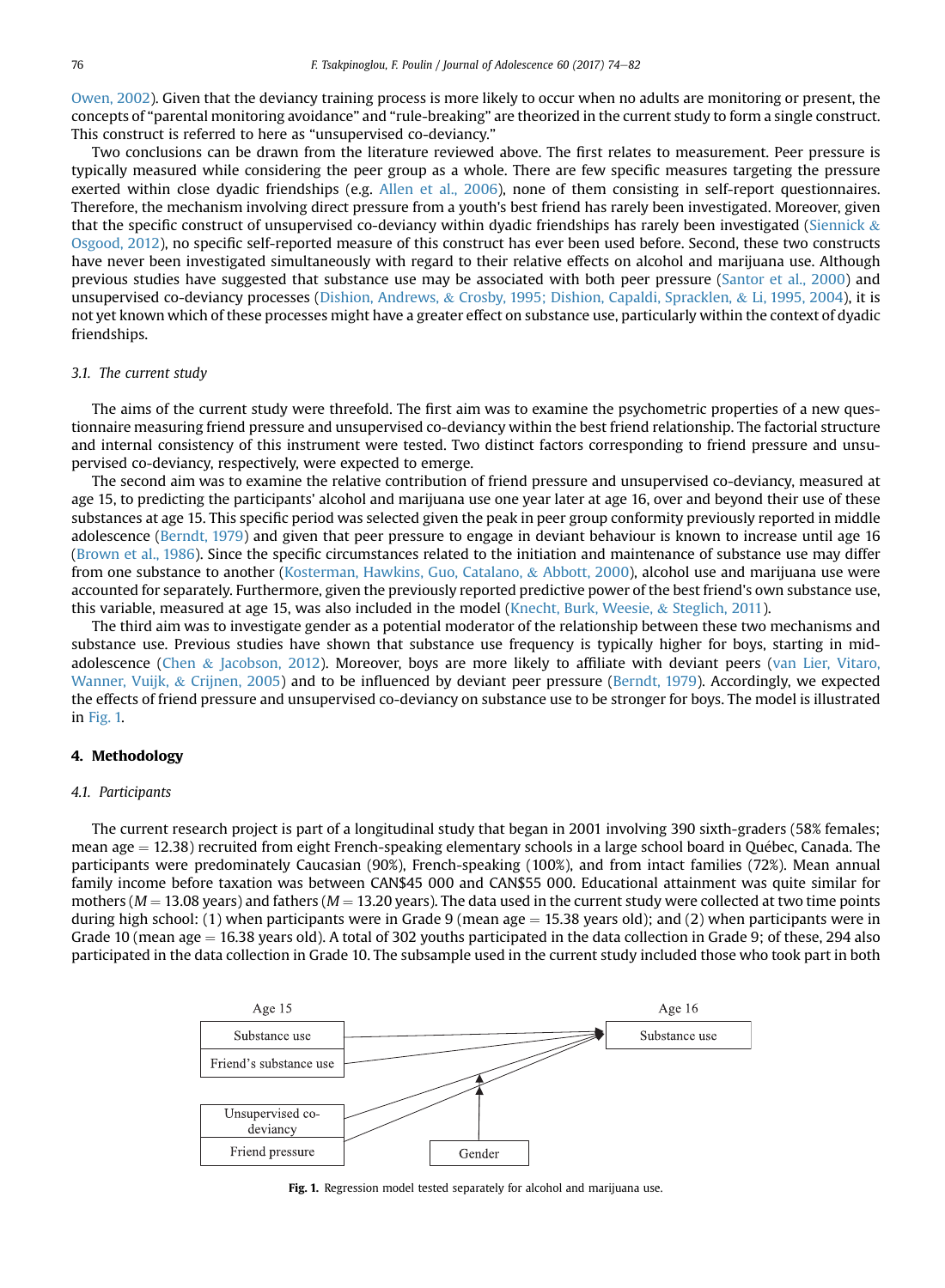Owen, 2002). Given that the deviancy training process is more likely to occur when no adults are monitoring or present, the concepts of "parental monitoring avoidance" and "rule-breaking" are theorized in the current study to form a single construct. This construct is referred to here as "unsupervised co-deviancy."

Two conclusions can be drawn from the literature reviewed above. The first relates to measurement. Peer pressure is typically measured while considering the peer group as a whole. There are few specific measures targeting the pressure exerted within close dyadic friendships (e.g. Allen et al., 2006), none of them consisting in self-report questionnaires. Therefore, the mechanism involving direct pressure from a youth's best friend has rarely been investigated. Moreover, given that the specific construct of unsupervised co-deviancy within dyadic friendships has rarely been investigated (Siennick & Osgood, 2012), no specific self-reported measure of this construct has ever been used before. Second, these two constructs have never been investigated simultaneously with regard to their relative effects on alcohol and marijuana use. Although previous studies have suggested that substance use may be associated with both peer pressure (Santor et al., 2000) and unsupervised co-deviancy processes (Dishion, Andrews, & Crosby, 1995; Dishion, Capaldi, Spracklen, & Li, 1995, 2004), it is not yet known which of these processes might have a greater effect on substance use, particularly within the context of dyadic friendships.

### 3.1. The current study

The aims of the current study were threefold. The first aim was to examine the psychometric properties of a new questionnaire measuring friend pressure and unsupervised co-deviancy within the best friend relationship. The factorial structure and internal consistency of this instrument were tested. Two distinct factors corresponding to friend pressure and unsupervised co-deviancy, respectively, were expected to emerge.

The second aim was to examine the relative contribution of friend pressure and unsupervised co-deviancy, measured at age 15, to predicting the participants' alcohol and marijuana use one year later at age 16, over and beyond their use of these substances at age 15. This specific period was selected given the peak in peer group conformity previously reported in middle adolescence (Berndt, 1979) and given that peer pressure to engage in deviant behaviour is known to increase until age 16 (Brown et al., 1986). Since the specific circumstances related to the initiation and maintenance of substance use may differ from one substance to another (Kosterman, Hawkins, Guo, Catalano, & Abbott, 2000), alcohol use and marijuana use were accounted for separately. Furthermore, given the previously reported predictive power of the best friend's own substance use, this variable, measured at age 15, was also included in the model (Knecht, Burk, Weesie, & Steglich, 2011).

The third aim was to investigate gender as a potential moderator of the relationship between these two mechanisms and substance use. Previous studies have shown that substance use frequency is typically higher for boys, starting in mid-adolescence (Chen & Jacobson, 2012). Moreover, boys are more likely to affiliate with deviant peers (van Lier, Vitaro, Wanner, Vuijk, & Crijnen, 2005) and to be influenced by deviant peer pressure (Berndt, 1979). Accordingly, we expected the effects of friend pressure and unsupervised co-deviancy on substance use to be stronger for boys. The model is illustrated in Fig. 1.

## 4. Methodology

### 4.1. Participants

The current research project is part of a longitudinal study that began in 2001 involving 390 sixth-graders (58% females; mean age = 12.38) recruited from eight French-speaking elementary schools in a large school board in Québec, Canada. The participants were predominately Caucasian (90%), French-speaking (100%), and from intact families (72%). Mean annual family income before taxation was between CAN$45 000 and CAN$55 000. Educational attainment was quite similar for mothers ($M = 13.08$ years) and fathers ($M = 13.20$ years). The data used in the current study were collected at two time points during high school: (1) when participants were in Grade 9 (mean age = 15.38 years old); and (2) when participants were in Grade 10 (mean age = 16.38 years old). A total of 302 youths participated in the data collection in Grade 9; of these, 294 also participated in the data collection in Grade 10. The subsample used in the current study included those who took part in both

Age 15 — Substance use; Friend's substance use; Unsupervised co-deviancy; Friend pressure → Age 16 — Substance use; Gender (moderator)

**Fig. 1.** Regression model tested separately for alcohol and marijuana use.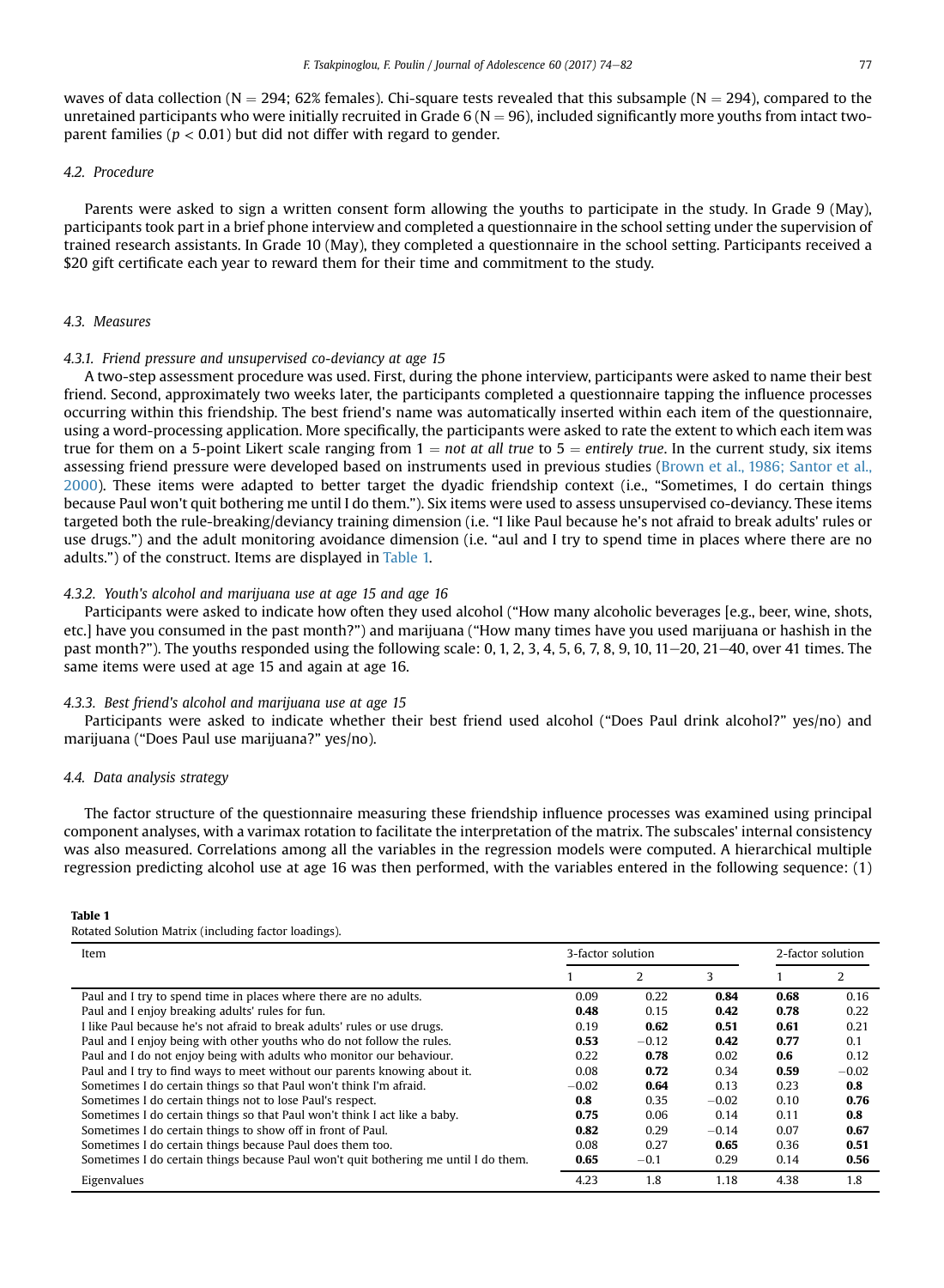waves of data collection (N = 294; 62% females). Chi-square tests revealed that this subsample (N = 294), compared to the unretained participants who were initially recruited in Grade 6 (N = 96), included significantly more youths from intact two-parent families ($p < 0.01$) but did not differ with regard to gender.

### 4.2. Procedure

Parents were asked to sign a written consent form allowing the youths to participate in the study. In Grade 9 (May), participants took part in a brief phone interview and completed a questionnaire in the school setting under the supervision of trained research assistants. In Grade 10 (May), they completed a questionnaire in the school setting. Participants received a $20 gift certificate each year to reward them for their time and commitment to the study.

### 4.3. Measures

#### 4.3.1. Friend pressure and unsupervised co-deviancy at age 15

A two-step assessment procedure was used. First, during the phone interview, participants were asked to name their best friend. Second, approximately two weeks later, the participants completed a questionnaire tapping the influence processes occurring within this friendship. The best friend's name was automatically inserted within each item of the questionnaire, using a word-processing application. More specifically, the participants were asked to rate the extent to which each item was true for them on a 5-point Likert scale ranging from 1 = *not at all true* to 5 = *entirely true*. In the current study, six items assessing friend pressure were developed based on instruments used in previous studies (Brown et al., 1986; Santor et al., 2000). These items were adapted to better target the dyadic friendship context (i.e., "Sometimes, I do certain things because Paul won't quit bothering me until I do them."). Six items were used to assess unsupervised co-deviancy. These items targeted both the rule-breaking/deviancy training dimension (i.e. "I like Paul because he's not afraid to break adults' rules or use drugs.") and the adult monitoring avoidance dimension (i.e. "aul and I try to spend time in places where there are no adults.") of the construct. Items are displayed in Table 1.

#### 4.3.2. Youth's alcohol and marijuana use at age 15 and age 16

Participants were asked to indicate how often they used alcohol ("How many alcoholic beverages [e.g., beer, wine, shots, etc.] have you consumed in the past month?") and marijuana ("How many times have you used marijuana or hashish in the past month?"). The youths responded using the following scale: 0, 1, 2, 3, 4, 5, 6, 7, 8, 9, 10, 11–20, 21–40, over 41 times. The same items were used at age 15 and again at age 16.

#### 4.3.3. Best friend's alcohol and marijuana use at age 15

Participants were asked to indicate whether their best friend used alcohol ("Does Paul drink alcohol?" yes/no) and marijuana ("Does Paul use marijuana?" yes/no).

### 4.4. Data analysis strategy

The factor structure of the questionnaire measuring these friendship influence processes was examined using principal component analyses, with a varimax rotation to facilitate the interpretation of the matrix. The subscales' internal consistency was also measured. Correlations among all the variables in the regression models were computed. A hierarchical multiple regression predicting alcohol use at age 16 was then performed, with the variables entered in the following sequence: (1)

**Table 1**
Rotated Solution Matrix (including factor loadings).

| Item | 3-factor solution | | | 2-factor solution | |
|---|---|---|---|---|---|
| | 1 | 2 | 3 | 1 | 2 |
| Paul and I try to spend time in places where there are no adults. | 0.09 | 0.22 | **0.84** | **0.68** | 0.16 |
| Paul and I enjoy breaking adults' rules for fun. | **0.48** | 0.15 | **0.42** | **0.78** | 0.22 |
| I like Paul because he's not afraid to break adults' rules or use drugs. | 0.19 | **0.62** | **0.51** | **0.61** | 0.21 |
| Paul and I enjoy being with other youths who do not follow the rules. | **0.53** | −0.12 | **0.42** | **0.77** | 0.1 |
| Paul and I do not enjoy being with adults who monitor our behaviour. | 0.22 | **0.78** | 0.02 | **0.6** | 0.12 |
| Paul and I try to find ways to meet without our parents knowing about it. | 0.08 | **0.72** | 0.34 | **0.59** | −0.02 |
| Sometimes I do certain things so that Paul won't think I'm afraid. | −0.02 | **0.64** | 0.13 | 0.23 | **0.8** |
| Sometimes I do certain things not to lose Paul's respect. | **0.8** | 0.35 | −0.02 | 0.10 | **0.76** |
| Sometimes I do certain things so that Paul won't think I act like a baby. | **0.75** | 0.06 | 0.14 | 0.11 | **0.8** |
| Sometimes I do certain things to show off in front of Paul. | **0.82** | 0.29 | −0.14 | 0.07 | **0.67** |
| Sometimes I do certain things because Paul does them too. | 0.08 | 0.27 | **0.65** | 0.36 | **0.51** |
| Sometimes I do certain things because Paul won't quit bothering me until I do them. | **0.65** | −0.1 | 0.29 | 0.14 | **0.56** |
| Eigenvalues | 4.23 | 1.8 | 1.18 | 4.38 | 1.8 |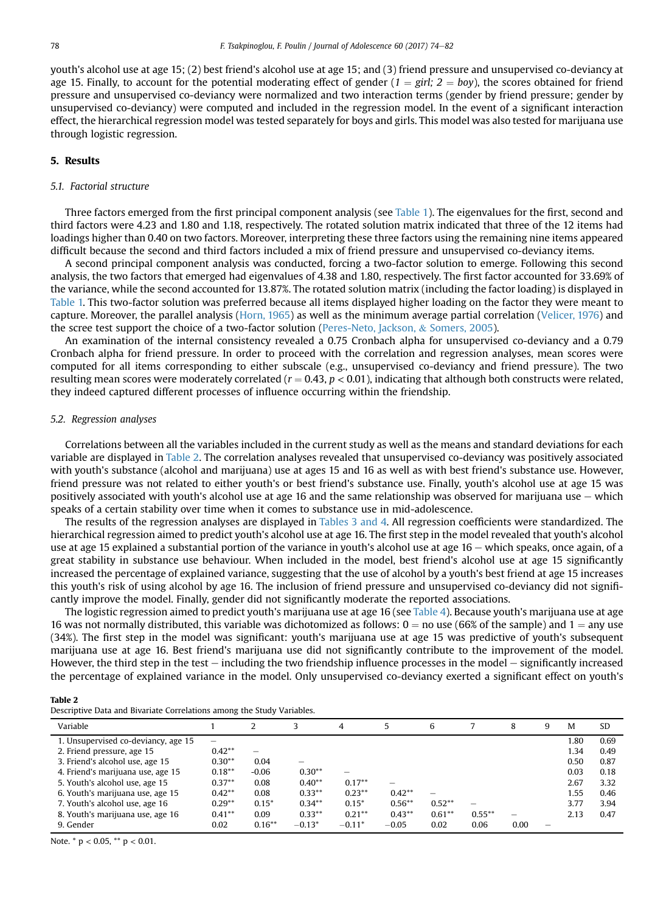youth's alcohol use at age 15; (2) best friend's alcohol use at age 15; and (3) friend pressure and unsupervised co-deviancy at age 15. Finally, to account for the potential moderating effect of gender (*1 = girl; 2 = boy*), the scores obtained for friend pressure and unsupervised co-deviancy were normalized and two interaction terms (gender by friend pressure; gender by unsupervised co-deviancy) were computed and included in the regression model. In the event of a significant interaction effect, the hierarchical regression model was tested separately for boys and girls. This model was also tested for marijuana use through logistic regression.

## 5. Results

### 5.1. Factorial structure

Three factors emerged from the first principal component analysis (see Table 1). The eigenvalues for the first, second and third factors were 4.23 and 1.80 and 1.18, respectively. The rotated solution matrix indicated that three of the 12 items had loadings higher than 0.40 on two factors. Moreover, interpreting these three factors using the remaining nine items appeared difficult because the second and third factors included a mix of friend pressure and unsupervised co-deviancy items.

A second principal component analysis was conducted, forcing a two-factor solution to emerge. Following this second analysis, the two factors that emerged had eigenvalues of 4.38 and 1.80, respectively. The first factor accounted for 33.69% of the variance, while the second accounted for 13.87%. The rotated solution matrix (including the factor loading) is displayed in Table 1. This two-factor solution was preferred because all items displayed higher loading on the factor they were meant to capture. Moreover, the parallel analysis (Horn, 1965) as well as the minimum average partial correlation (Velicer, 1976) and the scree test support the choice of a two-factor solution (Peres-Neto, Jackson, & Somers, 2005).

An examination of the internal consistency revealed a 0.75 Cronbach alpha for unsupervised co-deviancy and a 0.79 Cronbach alpha for friend pressure. In order to proceed with the correlation and regression analyses, mean scores were computed for all items corresponding to either subscale (e.g., unsupervised co-deviancy and friend pressure). The two resulting mean scores were moderately correlated ($r = 0.43$, $p < 0.01$), indicating that although both constructs were related, they indeed captured different processes of influence occurring within the friendship.

### 5.2. Regression analyses

Correlations between all the variables included in the current study as well as the means and standard deviations for each variable are displayed in Table 2. The correlation analyses revealed that unsupervised co-deviancy was positively associated with youth's substance (alcohol and marijuana) use at ages 15 and 16 as well as with best friend's substance use. However, friend pressure was not related to either youth's or best friend's substance use. Finally, youth's alcohol use at age 15 was positively associated with youth's alcohol use at age 16 and the same relationship was observed for marijuana use – which speaks of a certain stability over time when it comes to substance use in mid-adolescence.

The results of the regression analyses are displayed in Tables 3 and 4. All regression coefficients were standardized. The hierarchical regression aimed to predict youth's alcohol use at age 16. The first step in the model revealed that youth's alcohol use at age 15 explained a substantial portion of the variance in youth's alcohol use at age 16 – which speaks, once again, of a great stability in substance use behaviour. When included in the model, best friend's alcohol use at age 15 significantly increased the percentage of explained variance, suggesting that the use of alcohol by a youth's best friend at age 15 increases this youth's risk of using alcohol by age 16. The inclusion of friend pressure and unsupervised co-deviancy did not significantly improve the model. Finally, gender did not significantly moderate the reported associations.

The logistic regression aimed to predict youth's marijuana use at age 16 (see Table 4). Because youth's marijuana use at age 16 was not normally distributed, this variable was dichotomized as follows: 0 = no use (66% of the sample) and 1 = any use (34%). The first step in the model was significant: youth's marijuana use at age 15 was predictive of youth's subsequent marijuana use at age 16. Best friend's marijuana use did not significantly contribute to the improvement of the model. However, the third step in the test – including the two friendship influence processes in the model – significantly increased the percentage of explained variance in the model. Only unsupervised co-deviancy exerted a significant effect on youth's

**Table 2**
Descriptive Data and Bivariate Correlations among the Study Variables.

| Variable | 1 | 2 | 3 | 4 | 5 | 6 | 7 | 8 | 9 | M | SD |
|---|---|---|---|---|---|---|---|---|---|---|---|
| 1. Unsupervised co-deviancy, age 15 | – | | | | | | | | | 1.80 | 0.69 |
| 2. Friend pressure, age 15 | 0.42** | – | | | | | | | | 1.34 | 0.49 |
| 3. Friend's alcohol use, age 15 | 0.30** | 0.04 | – | | | | | | | 0.50 | 0.87 |
| 4. Friend's marijuana use, age 15 | 0.18** | -0.06 | 0.30** | – | | | | | | 0.03 | 0.18 |
| 5. Youth's alcohol use, age 15 | 0.37** | 0.08 | 0.40** | 0.17** | – | | | | | 2.67 | 3.32 |
| 6. Youth's marijuana use, age 15 | 0.42** | 0.08 | 0.33** | 0.23** | 0.42** | – | | | | 1.55 | 0.46 |
| 7. Youth's alcohol use, age 16 | 0.29** | 0.15* | 0.34** | 0.15* | 0.56** | 0.52** | – | | | 3.77 | 3.94 |
| 8. Youth's marijuana use, age 16 | 0.41** | 0.09 | 0.33** | 0.21** | 0.43** | 0.61** | 0.55** | – | | 2.13 | 0.47 |
| 9. Gender | 0.02 | 0.16** | −0.13* | −0.11* | −0.05 | 0.02 | 0.06 | 0.00 | – | | |

Note. * $p < 0.05$, ** $p < 0.01$.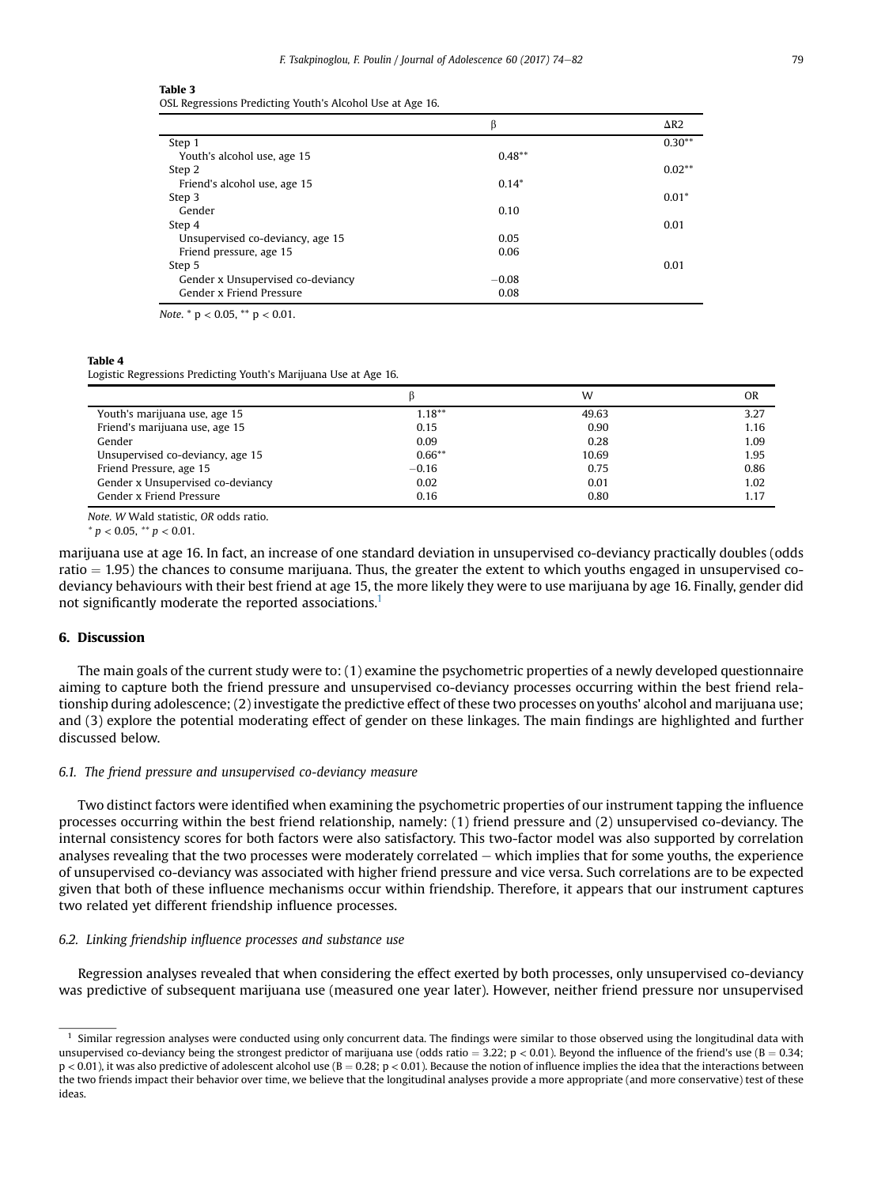**Table 3**
OSL Regressions Predicting Youth's Alcohol Use at Age 16.

| | β | ΔR2 |
|---|---|---|
| Step 1 | | 0.30** |
| Youth's alcohol use, age 15 | 0.48** | |
| Step 2 | | 0.02** |
| Friend's alcohol use, age 15 | 0.14* | |
| Step 3 | | 0.01* |
| Gender | 0.10 | |
| Step 4 | | 0.01 |
| Unsupervised co-deviancy, age 15 | 0.05 | |
| Friend pressure, age 15 | 0.06 | |
| Step 5 | | 0.01 |
| Gender x Unsupervised co-deviancy | −0.08 | |
| Gender x Friend Pressure | 0.08 | |

*Note.* * $p < 0.05$, ** $p < 0.01$.

**Table 4**
Logistic Regressions Predicting Youth's Marijuana Use at Age 16.

| | β | W | OR |
|---|---|---|---|
| Youth's marijuana use, age 15 | 1.18** | 49.63 | 3.27 |
| Friend's marijuana use, age 15 | 0.15 | 0.90 | 1.16 |
| Gender | 0.09 | 0.28 | 1.09 |
| Unsupervised co-deviancy, age 15 | 0.66** | 10.69 | 1.95 |
| Friend Pressure, age 15 | −0.16 | 0.75 | 0.86 |
| Gender x Unsupervised co-deviancy | 0.02 | 0.01 | 1.02 |
| Gender x Friend Pressure | 0.16 | 0.80 | 1.17 |

*Note. W* Wald statistic, *OR* odds ratio.
* $p < 0.05$, ** $p < 0.01$.

marijuana use at age 16. In fact, an increase of one standard deviation in unsupervised co-deviancy practically doubles (odds ratio = 1.95) the chances to consume marijuana. Thus, the greater the extent to which youths engaged in unsupervised co-deviancy behaviours with their best friend at age 15, the more likely they were to use marijuana by age 16. Finally, gender did not significantly moderate the reported associations.[1]

## 6. Discussion

The main goals of the current study were to: (1) examine the psychometric properties of a newly developed questionnaire aiming to capture both the friend pressure and unsupervised co-deviancy processes occurring within the best friend relationship during adolescence; (2) investigate the predictive effect of these two processes on youths' alcohol and marijuana use; and (3) explore the potential moderating effect of gender on these linkages. The main findings are highlighted and further discussed below.

### 6.1. The friend pressure and unsupervised co-deviancy measure

Two distinct factors were identified when examining the psychometric properties of our instrument tapping the influence processes occurring within the best friend relationship, namely: (1) friend pressure and (2) unsupervised co-deviancy. The internal consistency scores for both factors were also satisfactory. This two-factor model was also supported by correlation analyses revealing that the two processes were moderately correlated – which implies that for some youths, the experience of unsupervised co-deviancy was associated with higher friend pressure and vice versa. Such correlations are to be expected given that both of these influence mechanisms occur within friendship. Therefore, it appears that our instrument captures two related yet different friendship influence processes.

### 6.2. Linking friendship influence processes and substance use

Regression analyses revealed that when considering the effect exerted by both processes, only unsupervised co-deviancy was predictive of subsequent marijuana use (measured one year later). However, neither friend pressure nor unsupervised

[1] Similar regression analyses were conducted using only concurrent data. The findings were similar to those observed using the longitudinal data with unsupervised co-deviancy being the strongest predictor of marijuana use (odds ratio = 3.22; $p < 0.01$). Beyond the influence of the friend's use (B = 0.34; $p < 0.01$), it was also predictive of adolescent alcohol use (B = 0.28; $p < 0.01$). Because the notion of influence implies the idea that the interactions between the two friends impact their behavior over time, we believe that the longitudinal analyses provide a more appropriate (and more conservative) test of these ideas.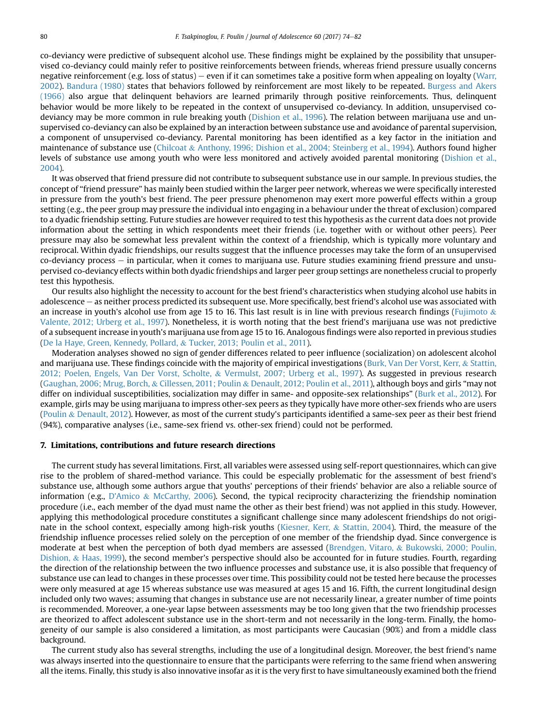co-deviancy were predictive of subsequent alcohol use. These findings might be explained by the possibility that unsupervised co-deviancy could mainly refer to positive reinforcements between friends, whereas friend pressure usually concerns negative reinforcement (e.g. loss of status) — even if it can sometimes take a positive form when appealing on loyalty (Warr, 2002). Bandura (1980) states that behaviors followed by reinforcement are most likely to be repeated. Burgess and Akers (1966) also argue that delinquent behaviors are learned primarily through positive reinforcements. Thus, delinquent behavior would be more likely to be repeated in the context of unsupervised co-deviancy. In addition, unsupervised co-deviancy may be more common in rule breaking youth (Dishion et al., 1996). The relation between marijuana use and unsupervised co-deviancy can also be explained by an interaction between substance use and avoidance of parental supervision, a component of unsupervised co-deviancy. Parental monitoring has been identified as a key factor in the initiation and maintenance of substance use (Chilcoat & Anthony, 1996; Dishion et al., 2004; Steinberg et al., 1994). Authors found higher levels of substance use among youth who were less monitored and actively avoided parental monitoring (Dishion et al., 2004).

It was observed that friend pressure did not contribute to subsequent substance use in our sample. In previous studies, the concept of "friend pressure" has mainly been studied within the larger peer network, whereas we were specifically interested in pressure from the youth's best friend. The peer pressure phenomenon may exert more powerful effects within a group setting (e.g., the peer group may pressure the individual into engaging in a behaviour under the threat of exclusion) compared to a dyadic friendship setting. Future studies are however required to test this hypothesis as the current data does not provide information about the setting in which respondents meet their friends (i.e. together with or without other peers). Peer pressure may also be somewhat less prevalent within the context of a friendship, which is typically more voluntary and reciprocal. Within dyadic friendships, our results suggest that the influence processes may take the form of an unsupervised co-deviancy process — in particular, when it comes to marijuana use. Future studies examining friend pressure and unsupervised co-deviancy effects within both dyadic friendships and larger peer group settings are nonetheless crucial to properly test this hypothesis.

Our results also highlight the necessity to account for the best friend's characteristics when studying alcohol use habits in adolescence — as neither process predicted its subsequent use. More specifically, best friend's alcohol use was associated with an increase in youth's alcohol use from age 15 to 16. This last result is in line with previous research findings (Fujimoto & Valente, 2012; Urberg et al., 1997). Nonetheless, it is worth noting that the best friend's marijuana use was not predictive of a subsequent increase in youth's marijuana use from age 15 to 16. Analogous findings were also reported in previous studies (De la Haye, Green, Kennedy, Pollard, & Tucker, 2013; Poulin et al., 2011).

Moderation analyses showed no sign of gender differences related to peer influence (socialization) on adolescent alcohol and marijuana use. These findings coincide with the majority of empirical investigations (Burk, Van Der Vorst, Kerr, & Stattin, 2012; Poelen, Engels, Van Der Vorst, Scholte, & Vermulst, 2007; Urberg et al., 1997). As suggested in previous research (Gaughan, 2006; Mrug, Borch, & Cillessen, 2011; Poulin & Denault, 2012; Poulin et al., 2011), although boys and girls "may not differ on individual susceptibilities, socialization may differ in same- and opposite-sex relationships" (Burk et al., 2012). For example, girls may be using marijuana to impress other-sex peers as they typically have more other-sex friends who are users (Poulin & Denault, 2012). However, as most of the current study's participants identified a same-sex peer as their best friend (94%), comparative analyses (i.e., same-sex friend vs. other-sex friend) could not be performed.

## 7. Limitations, contributions and future research directions

The current study has several limitations. First, all variables were assessed using self-report questionnaires, which can give rise to the problem of shared-method variance. This could be especially problematic for the assessment of best friend's substance use, although some authors argue that youths' perceptions of their friends' behavior are also a reliable source of information (e.g., D'Amico & McCarthy, 2006). Second, the typical reciprocity characterizing the friendship nomination procedure (i.e., each member of the dyad must name the other as their best friend) was not applied in this study. However, applying this methodological procedure constitutes a significant challenge since many adolescent friendships do not originate in the school context, especially among high-risk youths (Kiesner, Kerr, & Stattin, 2004). Third, the measure of the friendship influence processes relied solely on the perception of one member of the friendship dyad. Since convergence is moderate at best when the perception of both dyad members are assessed (Brendgen, Vitaro, & Bukowski, 2000; Poulin, Dishion, & Haas, 1999), the second member's perspective should also be accounted for in future studies. Fourth, regarding the direction of the relationship between the two influence processes and substance use, it is also possible that frequency of substance use can lead to changes in these processes over time. This possibility could not be tested here because the processes were only measured at age 15 whereas substance use was measured at ages 15 and 16. Fifth, the current longitudinal design included only two waves; assuming that changes in substance use are not necessarily linear, a greater number of time points is recommended. Moreover, a one-year lapse between assessments may be too long given that the two friendship processes are theorized to affect adolescent substance use in the short-term and not necessarily in the long-term. Finally, the homogeneity of our sample is also considered a limitation, as most participants were Caucasian (90%) and from a middle class background.

The current study also has several strengths, including the use of a longitudinal design. Moreover, the best friend's name was always inserted into the questionnaire to ensure that the participants were referring to the same friend when answering all the items. Finally, this study is also innovative insofar as it is the very first to have simultaneously examined both the friend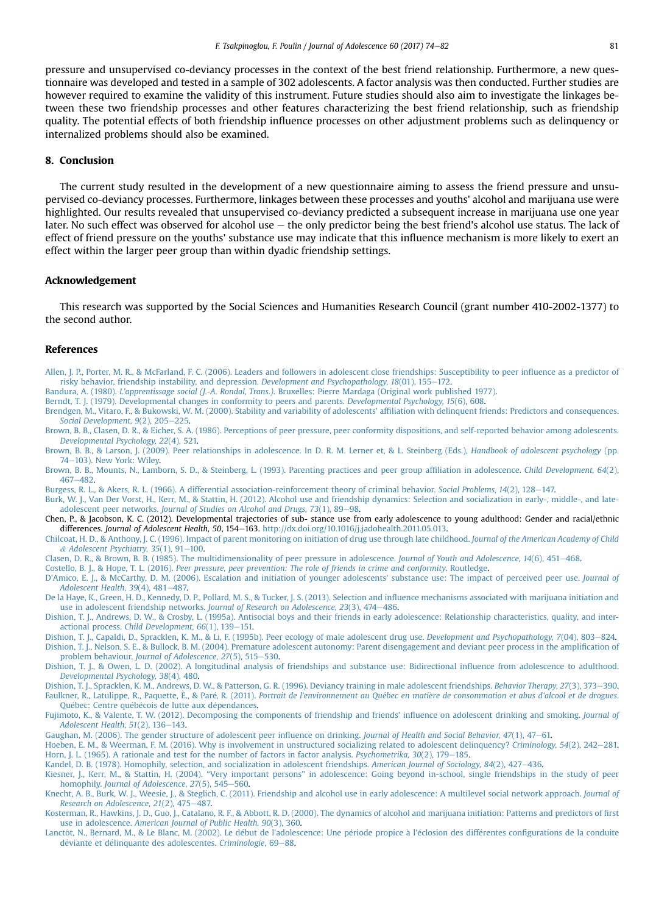pressure and unsupervised co-deviancy processes in the context of the best friend relationship. Furthermore, a new questionnaire was developed and tested in a sample of 302 adolescents. A factor analysis was then conducted. Further studies are however required to examine the validity of this instrument. Future studies should also aim to investigate the linkages between these two friendship processes and other features characterizing the best friend relationship, such as friendship quality. The potential effects of both friendship influence processes on other adjustment problems such as delinquency or internalized problems should also be examined.

## 8. Conclusion

The current study resulted in the development of a new questionnaire aiming to assess the friend pressure and unsupervised co-deviancy processes. Furthermore, linkages between these processes and youths' alcohol and marijuana use were highlighted. Our results revealed that unsupervised co-deviancy predicted a subsequent increase in marijuana use one year later. No such effect was observed for alcohol use – the only predictor being the best friend's alcohol use status. The lack of effect of friend pressure on the youths' substance use may indicate that this influence mechanism is more likely to exert an effect within the larger peer group than within dyadic friendship settings.

## Acknowledgement

This research was supported by the Social Sciences and Humanities Research Council (grant number 410-2002-1377) to the second author.

## References

Allen, J. P., Porter, M. R., & McFarland, F. C. (2006). Leaders and followers in adolescent close friendships: Susceptibility to peer influence as a predictor of risky behavior, friendship instability, and depression. *Development and Psychopathology, 18*(01), 155–172.

Bandura, A. (1980). *L'apprentissage social (J.-A. Rondal, Trans.).* Bruxelles: Pierre Mardaga (Original work published 1977).

Berndt, T. J. (1979). Developmental changes in conformity to peers and parents. *Developmental Psychology, 15*(6), 608.

Brendgen, M., Vitaro, F., & Bukowski, W. M. (2000). Stability and variability of adolescents' affiliation with delinquent friends: Predictors and consequences. *Social Development, 9*(2), 205–225.

Brown, B. B., Clasen, D. R., & Eicher, S. A. (1986). Perceptions of peer pressure, peer conformity dispositions, and self-reported behavior among adolescents. *Developmental Psychology, 22*(4), 521.

Brown, B. B., & Larson, J. (2009). Peer relationships in adolescence. In D. R. M. Lerner et, & L. Steinberg (Eds.), *Handbook of adolescent psychology* (pp. 74–103). New York: Wiley.

Brown, B. B., Mounts, N., Lamborn, S. D., & Steinberg, L. (1993). Parenting practices and peer group affiliation in adolescence. *Child Development, 64*(2), 467–482.

Burgess, R. L., & Akers, R. L. (1966). A differential association-reinforcement theory of criminal behavior. *Social Problems, 14*(2), 128–147.

Burk, W. J., Van Der Vorst, H., Kerr, M., & Stattin, H. (2012). Alcohol use and friendship dynamics: Selection and socialization in early-, middle-, and late-adolescent peer networks. *Journal of Studies on Alcohol and Drugs, 73*(1), 89–98.

Chen, P., & Jacobson, K. C. (2012). Developmental trajectories of sub- stance use from early adolescence to young adulthood: Gender and racial/ethnic differences. *Journal of Adolescent Health, 50*, 154–163. http://dx.doi.org/10.1016/j.jadohealth.2011.05.013.

Chilcoat, H. D., & Anthony, J. C. (1996). Impact of parent monitoring on initiation of drug use through late childhood. *Journal of the American Academy of Child & Adolescent Psychiatry, 35*(1), 91–100.

Clasen, D. R., & Brown, B. B. (1985). The multidimensionality of peer pressure in adolescence. *Journal of Youth and Adolescence, 14*(6), 451–468.

Costello, B. J., & Hope, T. L. (2016). *Peer pressure, peer prevention: The role of friends in crime and conformity.* Routledge.

D'Amico, E. J., & McCarthy, D. M. (2006). Escalation and initiation of younger adolescents' substance use: The impact of perceived peer use. *Journal of Adolescent Health, 39*(4), 481–487.

De la Haye, K., Green, H. D., Kennedy, D. P., Pollard, M. S., & Tucker, J. S. (2013). Selection and influence mechanisms associated with marijuana initiation and use in adolescent friendship networks. *Journal of Research on Adolescence, 23*(3), 474–486.

Dishion, T. J., Andrews, D. W., & Crosby, L. (1995a). Antisocial boys and their friends in early adolescence: Relationship characteristics, quality, and interactional process. *Child Development, 66*(1), 139–151.

Dishion, T. J., Capaldi, D., Spracklen, K. M., & Li, F. (1995b). Peer ecology of male adolescent drug use. *Development and Psychopathology, 7*(04), 803–824.

Dishion, T. J., Nelson, S. E., & Bullock, B. M. (2004). Premature adolescent autonomy: Parent disengagement and deviant peer process in the amplification of problem behaviour. *Journal of Adolescence, 27*(5), 515–530.

Dishion, T. J., & Owen, L. D. (2002). A longitudinal analysis of friendships and substance use: Bidirectional influence from adolescence to adulthood. *Developmental Psychology, 38*(4), 480.

Dishion, T. J., Spracklen, K. M., Andrews, D. W., & Patterson, G. R. (1996). Deviancy training in male adolescent friendships. *Behavior Therapy, 27*(3), 373–390.

Faulkner, R., Latulippe, R., Paquette, Ë., & Paré, R. (2011). *Portrait de l'environnement au Québec en matière de consommation et abus d'alcool et de drogues.* Québec: Centre québécois de lutte aux dépendances.

Fujimoto, K., & Valente, T. W. (2012). Decomposing the components of friendship and friends' influence on adolescent drinking and smoking. *Journal of Adolescent Health, 51*(2), 136–143.

Gaughan, M. (2006). The gender structure of adolescent peer influence on drinking. *Journal of Health and Social Behavior, 47*(1), 47–61.

Hoeben, E. M., & Weerman, F. M. (2016). Why is involvement in unstructured socializing related to adolescent delinquency? *Criminology, 54*(2), 242–281.

Horn, J. L. (1965). A rationale and test for the number of factors in factor analysis. *Psychometrika, 30*(2), 179–185.

Kandel, D. B. (1978). Homophily, selection, and socialization in adolescent friendships. *American Journal of Sociology, 84*(2), 427–436.

Kiesner, J., Kerr, M., & Stattin, H. (2004). "Very important persons" in adolescence: Going beyond in-school, single friendships in the study of peer homophily. *Journal of Adolescence, 27*(5), 545–560.

Knecht, A. B., Burk, W. J., Weesie, J., & Steglich, C. (2011). Friendship and alcohol use in early adolescence: A multilevel social network approach. *Journal of Research on Adolescence, 21*(2), 475–487.

Kosterman, R., Hawkins, J. D., Guo, J., Catalano, R. F., & Abbott, R. D. (2000). The dynamics of alcohol and marijuana initiation: Patterns and predictors of first use in adolescence. *American Journal of Public Health, 90*(3), 360.

Lanctôt, N., Bernard, M., & Le Blanc, M. (2002). Le début de l'adolescence: Une période propice à l'éclosion des différentes configurations de la conduite déviante et délinquante des adolescentes. *Criminologie*, 69–88.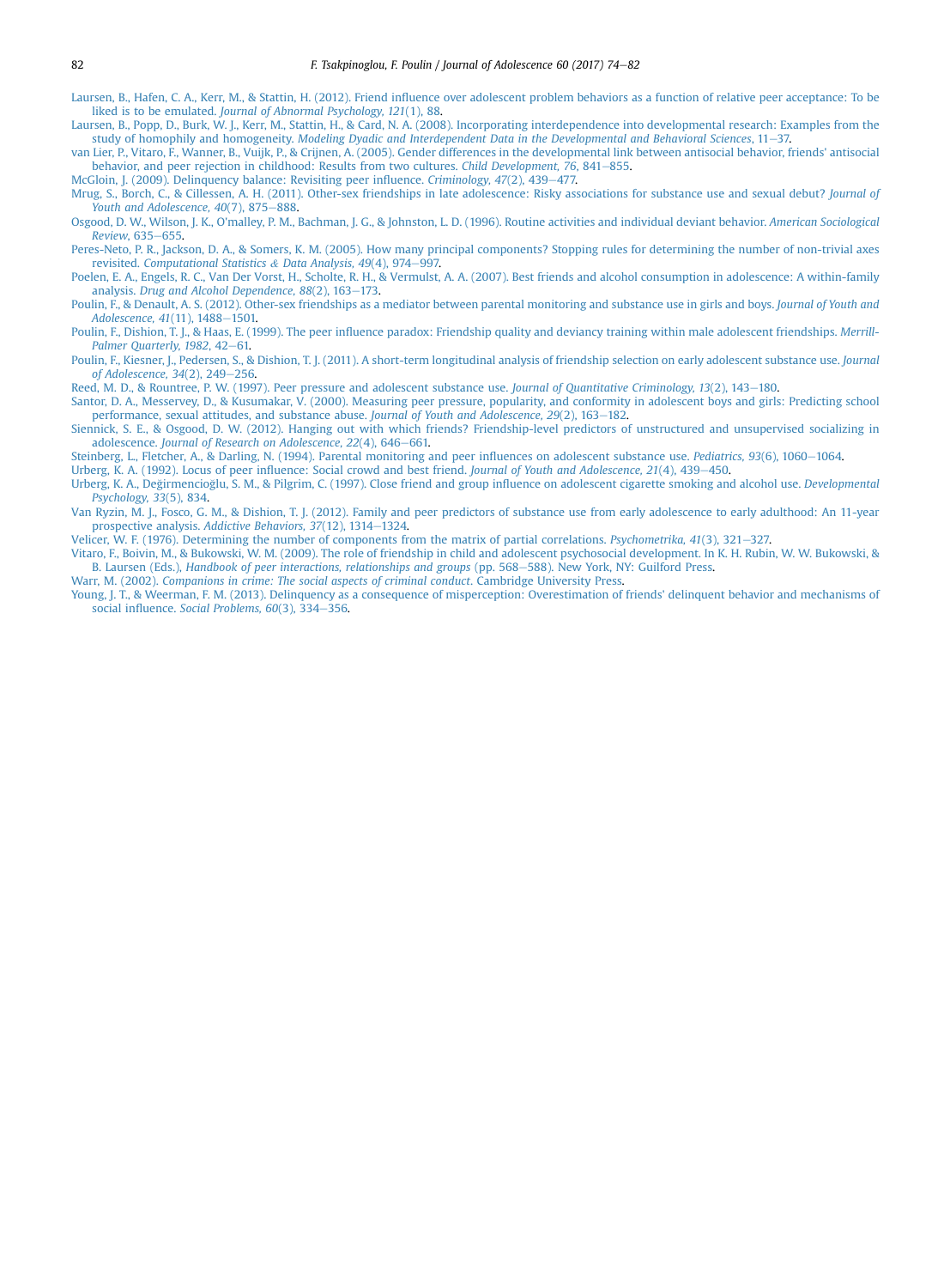Laursen, B., Hafen, C. A., Kerr, M., & Stattin, H. (2012). Friend influence over adolescent problem behaviors as a function of relative peer acceptance: To be liked is to be emulated. *Journal of Abnormal Psychology, 121*(1), 88.

Laursen, B., Popp, D., Burk, W. J., Kerr, M., Stattin, H., & Card, N. A. (2008). Incorporating interdependence into developmental research: Examples from the study of homophily and homogeneity. *Modeling Dyadic and Interdependent Data in the Developmental and Behavioral Sciences*, 11–37.

van Lier, P., Vitaro, F., Wanner, B., Vuijk, P., & Crijnen, A. (2005). Gender differences in the developmental link between antisocial behavior, friends' antisocial behavior, and peer rejection in childhood: Results from two cultures. *Child Development, 76*, 841–855.

McGloin, J. (2009). Delinquency balance: Revisiting peer influence. *Criminology, 47*(2), 439–477.

Mrug, S., Borch, C., & Cillessen, A. H. (2011). Other-sex friendships in late adolescence: Risky associations for substance use and sexual debut? *Journal of Youth and Adolescence, 40*(7), 875–888.

Osgood, D. W., Wilson, J. K., O'malley, P. M., Bachman, J. G., & Johnston, L. D. (1996). Routine activities and individual deviant behavior. *American Sociological Review*, 635–655.

Peres-Neto, P. R., Jackson, D. A., & Somers, K. M. (2005). How many principal components? Stopping rules for determining the number of non-trivial axes revisited. *Computational Statistics & Data Analysis, 49*(4), 974–997.

Poelen, E. A., Engels, R. C., Van Der Vorst, H., Scholte, R. H., & Vermulst, A. A. (2007). Best friends and alcohol consumption in adolescence: A within-family analysis. *Drug and Alcohol Dependence, 88*(2), 163–173.

Poulin, F., & Denault, A. S. (2012). Other-sex friendships as a mediator between parental monitoring and substance use in girls and boys. *Journal of Youth and Adolescence, 41*(11), 1488–1501.

Poulin, F., Dishion, T. J., & Haas, E. (1999). The peer influence paradox: Friendship quality and deviancy training within male adolescent friendships. *Merrill-Palmer Quarterly, 1982*, 42–61.

Poulin, F., Kiesner, J., Pedersen, S., & Dishion, T. J. (2011). A short-term longitudinal analysis of friendship selection on early adolescent substance use. *Journal of Adolescence, 34*(2), 249–256.

Reed, M. D., & Rountree, P. W. (1997). Peer pressure and adolescent substance use. *Journal of Quantitative Criminology, 13*(2), 143–180.

Santor, D. A., Messervey, D., & Kusumakar, V. (2000). Measuring peer pressure, popularity, and conformity in adolescent boys and girls: Predicting school performance, sexual attitudes, and substance abuse. *Journal of Youth and Adolescence, 29*(2), 163–182.

Siennick, S. E., & Osgood, D. W. (2012). Hanging out with which friends? Friendship-level predictors of unstructured and unsupervised socializing in adolescence. *Journal of Research on Adolescence, 22*(4), 646–661.

Steinberg, L., Fletcher, A., & Darling, N. (1994). Parental monitoring and peer influences on adolescent substance use. *Pediatrics, 93*(6), 1060–1064.

Urberg, K. A. (1992). Locus of peer influence: Social crowd and best friend. *Journal of Youth and Adolescence, 21*(4), 439–450.

Urberg, K. A., Değirmencioğlu, S. M., & Pilgrim, C. (1997). Close friend and group influence on adolescent cigarette smoking and alcohol use. *Developmental Psychology, 33*(5), 834.

Van Ryzin, M. J., Fosco, G. M., & Dishion, T. J. (2012). Family and peer predictors of substance use from early adolescence to early adulthood: An 11-year prospective analysis. *Addictive Behaviors, 37*(12), 1314–1324.

Velicer, W. F. (1976). Determining the number of components from the matrix of partial correlations. *Psychometrika, 41*(3), 321–327.

Vitaro, F., Boivin, M., & Bukowski, W. M. (2009). The role of friendship in child and adolescent psychosocial development. In K. H. Rubin, W. W. Bukowski, & B. Laursen (Eds.), *Handbook of peer interactions, relationships and groups* (pp. 568–588). New York, NY: Guilford Press.

Warr, M. (2002). *Companions in crime: The social aspects of criminal conduct*. Cambridge University Press.

Young, J. T., & Weerman, F. M. (2013). Delinquency as a consequence of misperception: Overestimation of friends' delinquent behavior and mechanisms of social influence. *Social Problems, 60*(3), 334–356.